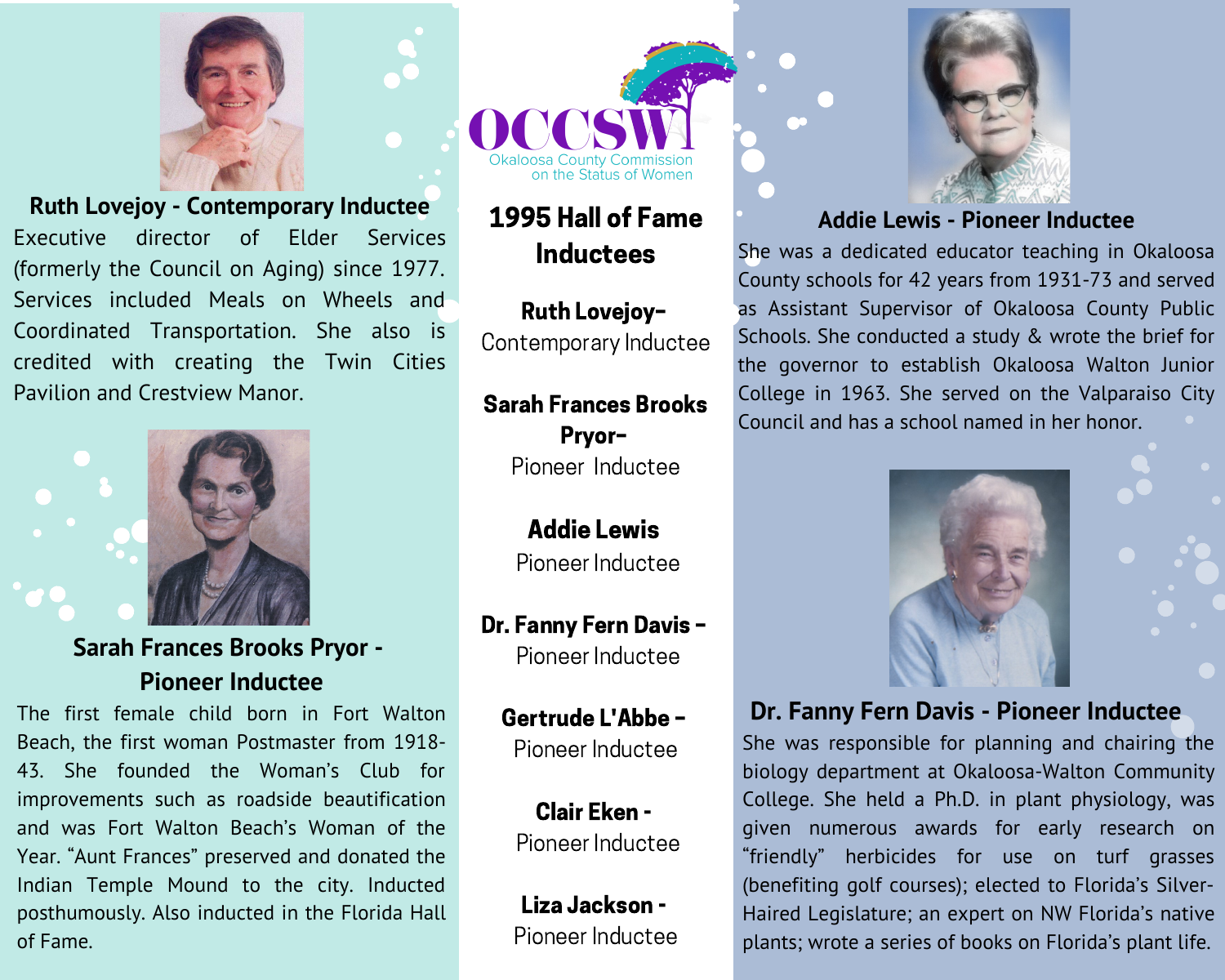OCCSW

Okaloosa County Commission on the Status of Women

# 1995 Hall of Fame Inductees

**Ruth Lovejoy–**
Contemporary Inductee

**Sarah Frances Brooks Pryor–**
Pioneer Inductee

**Addie Lewis**
Pioneer Inductee

**Dr. Fanny Fern Davis –**
Pioneer Inductee

**Gertrude L'Abbe –**
Pioneer Inductee

**Clair Eken -**
Pioneer Inductee

**Liza Jackson -**
Pioneer Inductee

## Ruth Lovejoy - Contemporary Inductee

Executive director of Elder Services (formerly the Council on Aging) since 1977. Services included Meals on Wheels and Coordinated Transportation. She also is credited with creating the Twin Cities Pavilion and Crestview Manor.

## Sarah Frances Brooks Pryor - Pioneer Inductee

The first female child born in Fort Walton Beach, the first woman Postmaster from 1918-43. She founded the Woman's Club for improvements such as roadside beautification and was Fort Walton Beach's Woman of the Year. "Aunt Frances" preserved and donated the Indian Temple Mound to the city. Inducted posthumously. Also inducted in the Florida Hall of Fame.

## Addie Lewis - Pioneer Inductee

She was a dedicated educator teaching in Okaloosa County schools for 42 years from 1931-73 and served as Assistant Supervisor of Okaloosa County Public Schools. She conducted a study & wrote the brief for the governor to establish Okaloosa Walton Junior College in 1963. She served on the Valparaiso City Council and has a school named in her honor.

## Dr. Fanny Fern Davis - Pioneer Inductee

She was responsible for planning and chairing the biology department at Okaloosa-Walton Community College. She held a Ph.D. in plant physiology, was given numerous awards for early research on "friendly" herbicides for use on turf grasses (benefiting golf courses); elected to Florida's Silver-Haired Legislature; an expert on NW Florida's native plants; wrote a series of books on Florida's plant life.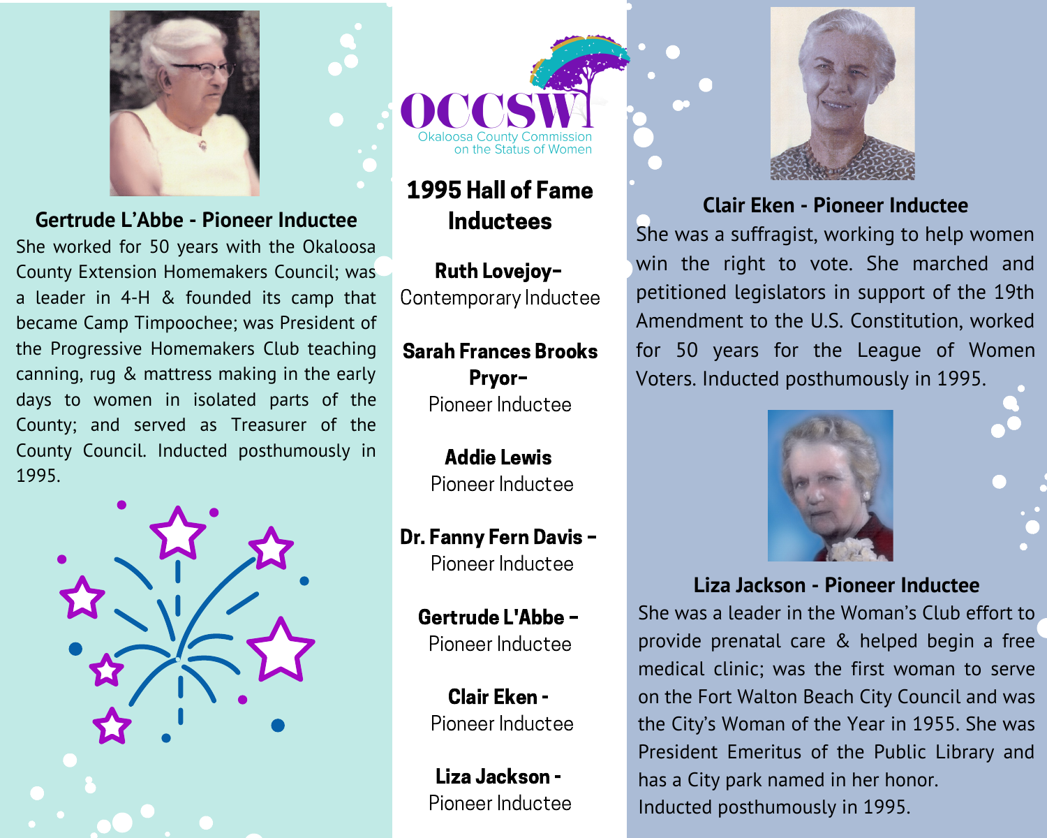## Gertrude L'Abbe - Pioneer Inductee

She worked for 50 years with the Okaloosa County Extension Homemakers Council; was a leader in 4-H & founded its camp that became Camp Timpoochee; was President of the Progressive Homemakers Club teaching canning, rug & mattress making in the early days to women in isolated parts of the County; and served as Treasurer of the County Council. Inducted posthumously in 1995.

OCCSW
Okaloosa County Commission on the Status of Women

# 1995 Hall of Fame Inductees

**Ruth Lovejoy–**
Contemporary Inductee

**Sarah Frances Brooks Pryor–**
Pioneer Inductee

**Addie Lewis**
Pioneer Inductee

**Dr. Fanny Fern Davis –**
Pioneer Inductee

**Gertrude L'Abbe –**
Pioneer Inductee

**Clair Eken -**
Pioneer Inductee

**Liza Jackson -**
Pioneer Inductee

## Clair Eken - Pioneer Inductee

She was a suffragist, working to help women win the right to vote. She marched and petitioned legislators in support of the 19th Amendment to the U.S. Constitution, worked for 50 years for the League of Women Voters. Inducted posthumously in 1995.

## Liza Jackson - Pioneer Inductee

She was a leader in the Woman's Club effort to provide prenatal care & helped begin a free medical clinic; was the first woman to serve on the Fort Walton Beach City Council and was the City's Woman of the Year in 1955. She was President Emeritus of the Public Library and has a City park named in her honor.
Inducted posthumously in 1995.